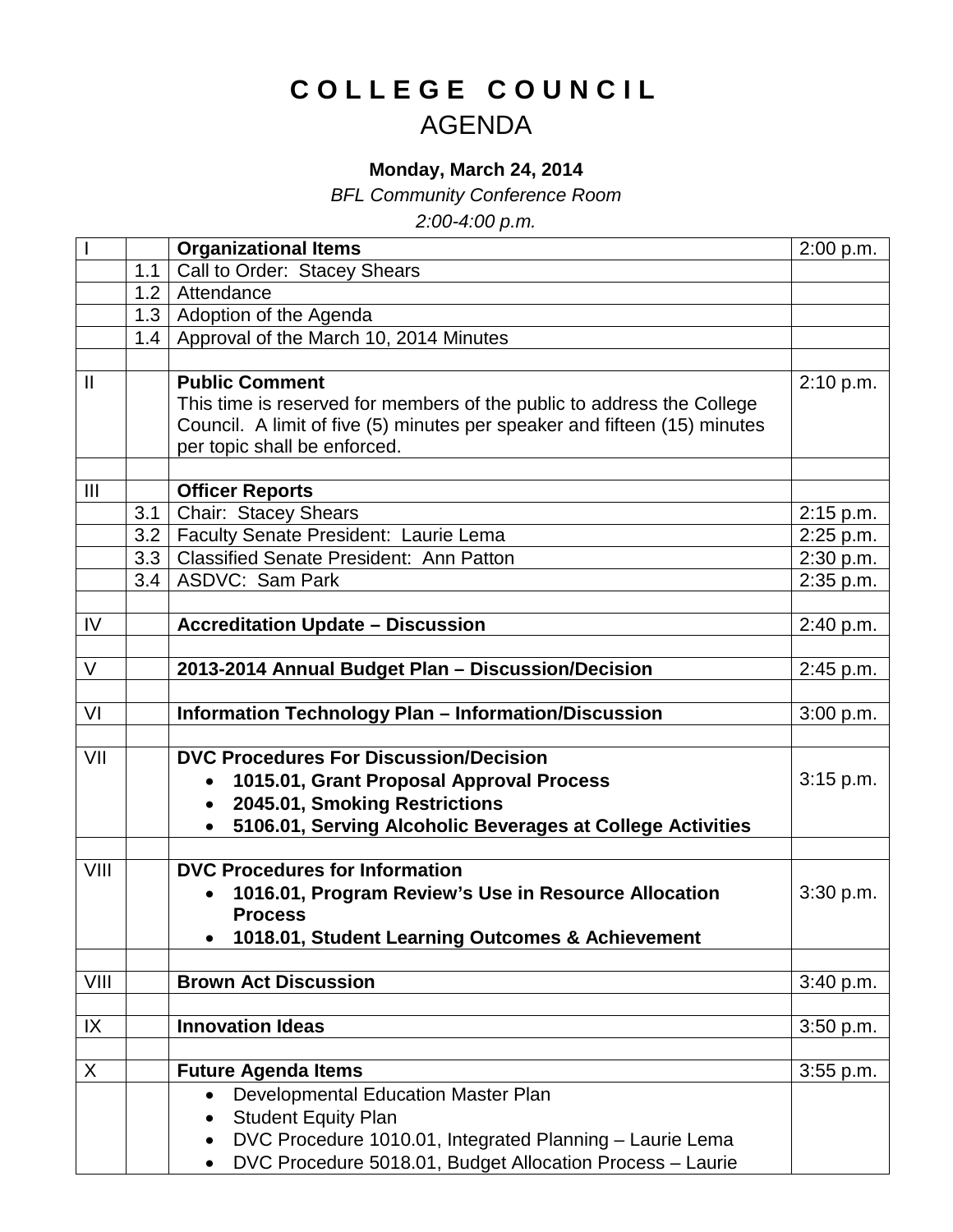# C O L L E G E   C O U N C I L

## AGENDA

**Monday, March 24, 2014**

*BFL Community Conference Room*

*2:00-4:00 p.m.*

| | | | |
|---|---|---|---|
| I | | **Organizational Items** | 2:00 p.m. |
| | 1.1 | Call to Order: Stacey Shears | |
| | 1.2 | Attendance | |
| | 1.3 | Adoption of the Agenda | |
| | 1.4 | Approval of the March 10, 2014 Minutes | |
| | | | |
| II | | **Public Comment**<br>This time is reserved for members of the public to address the College Council. A limit of five (5) minutes per speaker and fifteen (15) minutes per topic shall be enforced. | 2:10 p.m. |
| | | | |
| III | | **Officer Reports** | |
| | 3.1 | Chair: Stacey Shears | 2:15 p.m. |
| | 3.2 | Faculty Senate President: Laurie Lema | 2:25 p.m. |
| | 3.3 | Classified Senate President: Ann Patton | 2:30 p.m. |
| | 3.4 | ASDVC: Sam Park | 2:35 p.m. |
| | | | |
| IV | | **Accreditation Update – Discussion** | 2:40 p.m. |
| | | | |
| V | | **2013-2014 Annual Budget Plan – Discussion/Decision** | 2:45 p.m. |
| | | | |
| VI | | **Information Technology Plan – Information/Discussion** | 3:00 p.m. |
| | | | |
| VII | | **DVC Procedures For Discussion/Decision**<br>• **1015.01, Grant Proposal Approval Process**<br>• **2045.01, Smoking Restrictions**<br>• **5106.01, Serving Alcoholic Beverages at College Activities** | 3:15 p.m. |
| | | | |
| VIII | | **DVC Procedures for Information**<br>• **1016.01, Program Review's Use in Resource Allocation Process**<br>• **1018.01, Student Learning Outcomes & Achievement** | 3:30 p.m. |
| | | | |
| VIII | | **Brown Act Discussion** | 3:40 p.m. |
| | | | |
| IX | | **Innovation Ideas** | 3:50 p.m. |
| | | | |
| X | | **Future Agenda Items** | 3:55 p.m. |
| | | • Developmental Education Master Plan<br>• Student Equity Plan<br>• DVC Procedure 1010.01, Integrated Planning – Laurie Lema<br>• DVC Procedure 5018.01, Budget Allocation Process – Laurie | |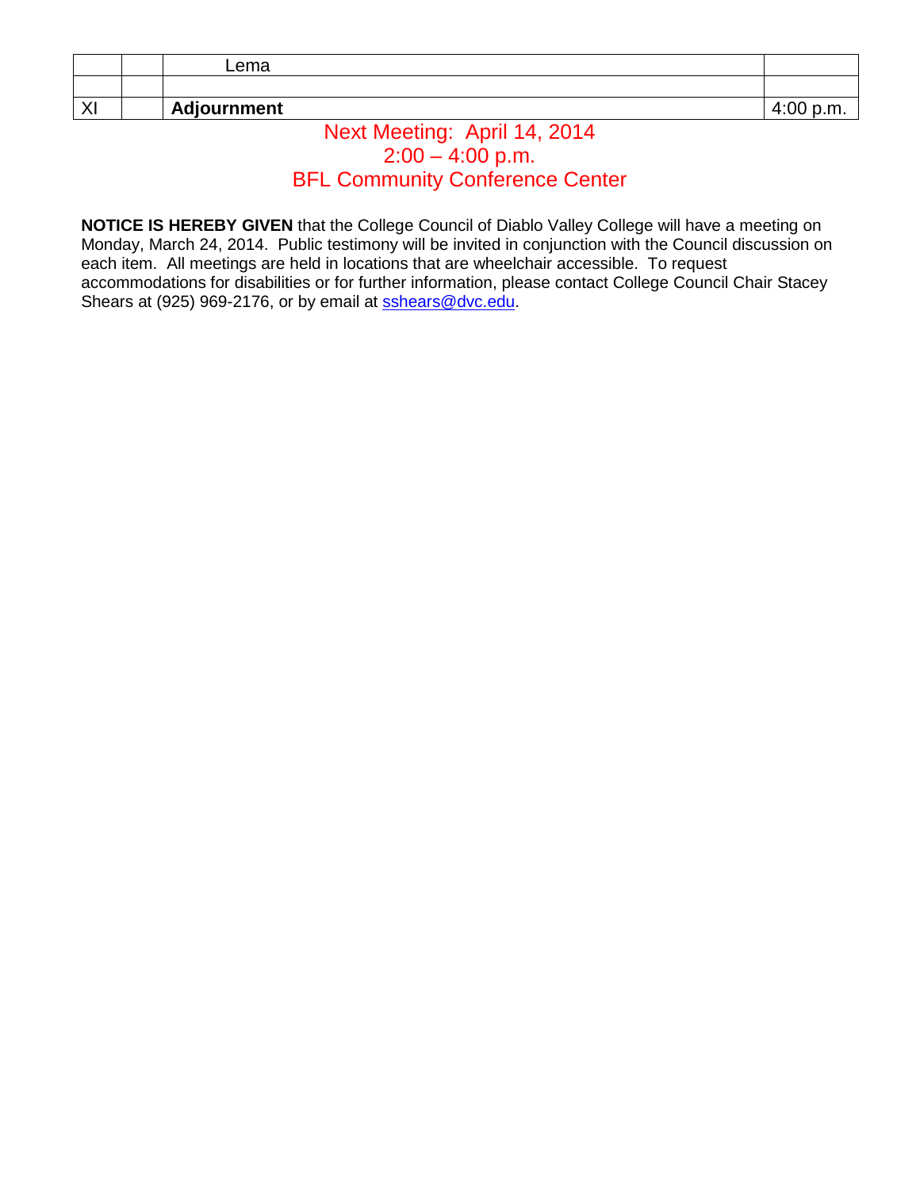| | | | |
|---|---|---|---|
| | | Lema | |
| | | | |
| XI | | **Adjournment** | 4:00 p.m. |

Next Meeting: April 14, 2014
2:00 – 4:00 p.m.
BFL Community Conference Center

**NOTICE IS HEREBY GIVEN** that the College Council of Diablo Valley College will have a meeting on Monday, March 24, 2014. Public testimony will be invited in conjunction with the Council discussion on each item. All meetings are held in locations that are wheelchair accessible. To request accommodations for disabilities or for further information, please contact College Council Chair Stacey Shears at (925) 969-2176, or by email at sshears@dvc.edu.